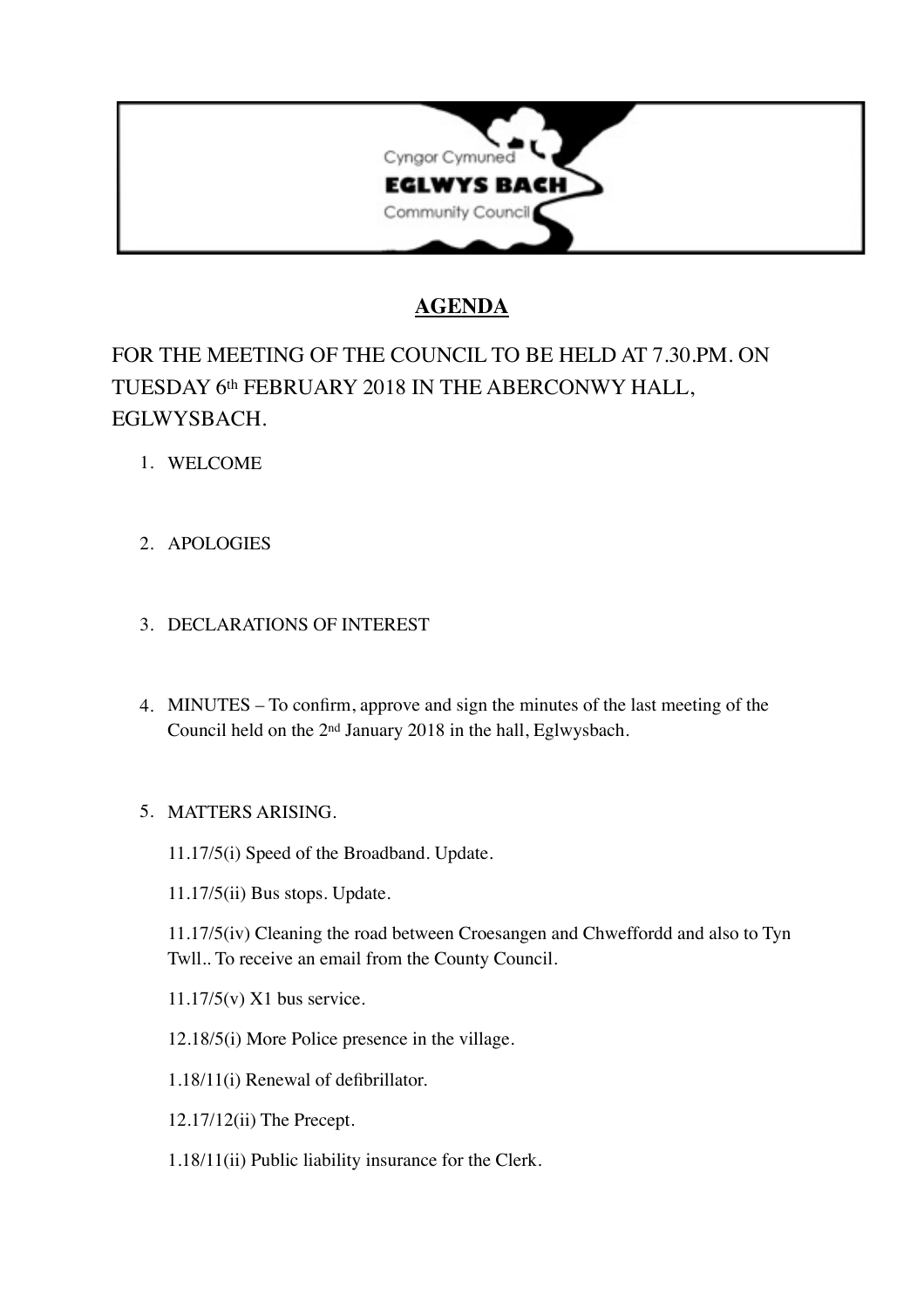Cyngor Cymuned

**EGLWYS BACH**

Community Council

# AGENDA

FOR THE MEETING OF THE COUNCIL TO BE HELD AT 7.30.PM. ON TUESDAY 6th FEBRUARY 2018 IN THE ABERCONWY HALL, EGLWYSBACH.

1. WELCOME

2. APOLOGIES

3. DECLARATIONS OF INTEREST

4. MINUTES – To confirm, approve and sign the minutes of the last meeting of the Council held on the 2nd January 2018 in the hall, Eglwysbach.

5. MATTERS ARISING.

   11.17/5(i) Speed of the Broadband. Update.

   11.17/5(ii) Bus stops. Update.

   11.17/5(iv) Cleaning the road between Croesangen and Chweffordd and also to Tyn Twll.. To receive an email from the County Council.

   11.17/5(v) X1 bus service.

   12.18/5(i) More Police presence in the village.

   1.18/11(i) Renewal of defibrillator.

   12.17/12(ii) The Precept.

   1.18/11(ii) Public liability insurance for the Clerk.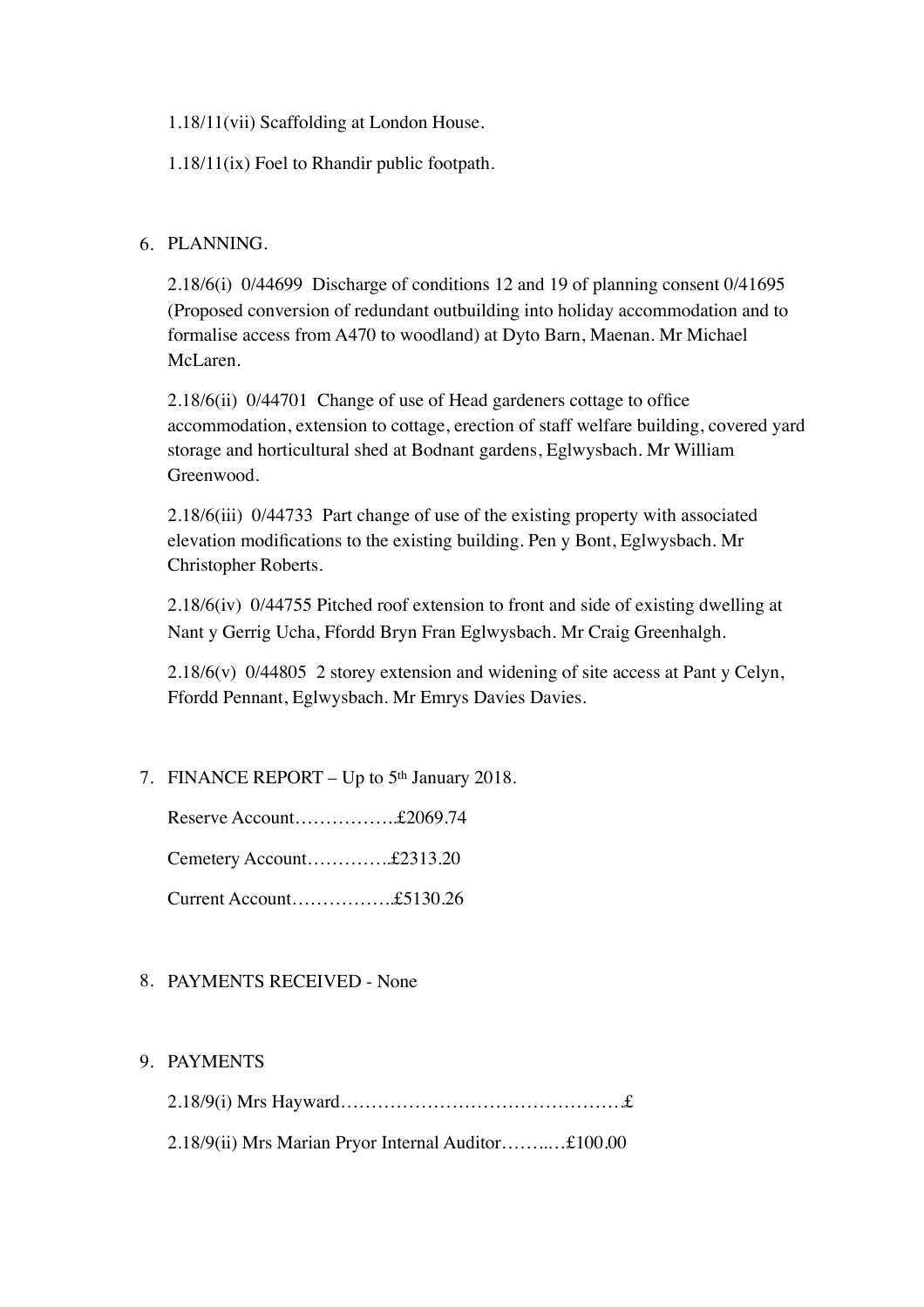1.18/11(vii) Scaffolding at London House.

1.18/11(ix) Foel to Rhandir public footpath.

6. PLANNING.

   2.18/6(i) 0/44699 Discharge of conditions 12 and 19 of planning consent 0/41695 (Proposed conversion of redundant outbuilding into holiday accommodation and to formalise access from A470 to woodland) at Dyto Barn, Maenan. Mr Michael McLaren.

   2.18/6(ii) 0/44701 Change of use of Head gardeners cottage to office accommodation, extension to cottage, erection of staff welfare building, covered yard storage and horticultural shed at Bodnant gardens, Eglwysbach. Mr William Greenwood.

   2.18/6(iii) 0/44733 Part change of use of the existing property with associated elevation modifications to the existing building. Pen y Bont, Eglwysbach. Mr Christopher Roberts.

   2.18/6(iv) 0/44755 Pitched roof extension to front and side of existing dwelling at Nant y Gerrig Ucha, Ffordd Bryn Fran Eglwysbach. Mr Craig Greenhalgh.

   2.18/6(v) 0/44805 2 storey extension and widening of site access at Pant y Celyn, Ffordd Pennant, Eglwysbach. Mr Emrys Davies Davies.

7. FINANCE REPORT – Up to 5th January 2018.

   Reserve Account……………..£2069.74

   Cemetery Account…………..£2313.20

   Current Account……………..£5130.26

8. PAYMENTS RECEIVED - None

9. PAYMENTS

   2.18/9(i) Mrs Hayward……………………………………….£

   2.18/9(ii) Mrs Marian Pryor Internal Auditor……..…£100.00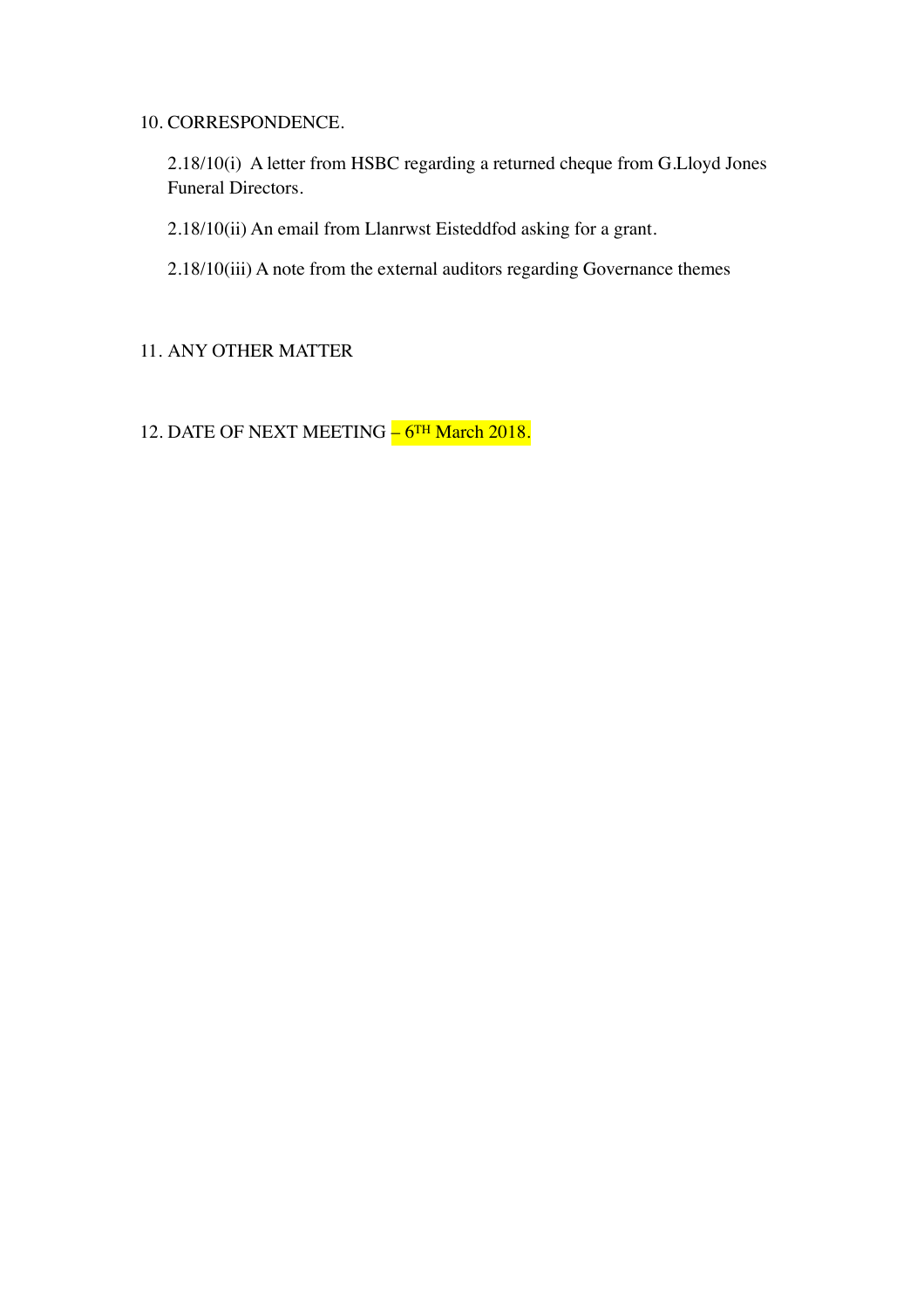10. CORRESPONDENCE.

2.18/10(i) A letter from HSBC regarding a returned cheque from G.Lloyd Jones Funeral Directors.

2.18/10(ii) An email from Llanrwst Eisteddfod asking for a grant.

2.18/10(iii) A note from the external auditors regarding Governance themes

11. ANY OTHER MATTER

12. DATE OF NEXT MEETING – 6TH March 2018.